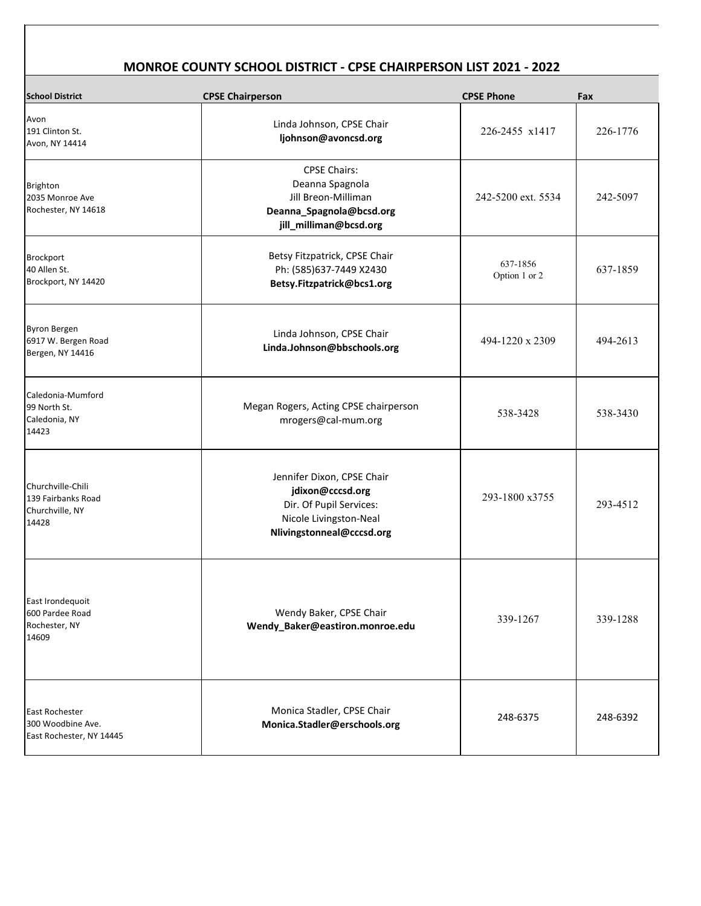## MONROE COUNTY SCHOOL DISTRICT - CPSE CHAIRPERSON LIST 2021 - 2022

| School District | CPSE Chairperson | CPSE Phone | Fax |
|---|---|---|---|
| Avon<br>191 Clinton St.<br>Avon, NY 14414 | Linda Johnson, CPSE Chair<br>**ljohnson@avoncsd.org** | 226-2455 x1417 | 226-1776 |
| Brighton<br>2035 Monroe Ave<br>Rochester, NY 14618 | CPSE Chairs:<br>Deanna Spagnola<br>Jill Breon-Milliman<br>**Deanna_Spagnola@bcsd.org**<br>**jill_milliman@bcsd.org** | 242-5200 ext. 5534 | 242-5097 |
| Brockport<br>40 Allen St.<br>Brockport, NY 14420 | Betsy Fitzpatrick, CPSE Chair<br>Ph: (585)637-7449 X2430<br>**Betsy.Fitzpatrick@bcs1.org** | 637-1856<br>Option 1 or 2 | 637-1859 |
| Byron Bergen<br>6917 W. Bergen Road<br>Bergen, NY 14416 | Linda Johnson, CPSE Chair<br>**Linda.Johnson@bbschools.org** | 494-1220 x 2309 | 494-2613 |
| Caledonia-Mumford<br>99 North St.<br>Caledonia, NY<br>14423 | Megan Rogers, Acting CPSE chairperson<br>mrogers@cal-mum.org | 538-3428 | 538-3430 |
| Churchville-Chili<br>139 Fairbanks Road<br>Churchville, NY<br>14428 | Jennifer Dixon, CPSE Chair<br>**jdixon@cccsd.org**<br>Dir. Of Pupil Services:<br>Nicole Livingston-Neal<br>**Nlivingstonneal@cccsd.org** | 293-1800 x3755 | 293-4512 |
| East Irondequoit<br>600 Pardee Road<br>Rochester, NY<br>14609 | Wendy Baker, CPSE Chair<br>**Wendy_Baker@eastiron.monroe.edu** | 339-1267 | 339-1288 |
| East Rochester<br>300 Woodbine Ave.<br>East Rochester, NY 14445 | Monica Stadler, CPSE Chair<br>**Monica.Stadler@erschools.org** | 248-6375 | 248-6392 |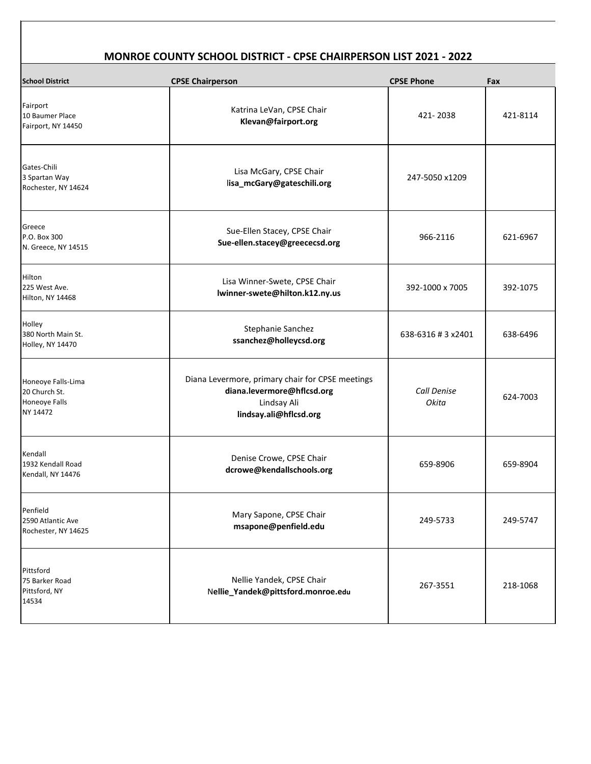## MONROE COUNTY SCHOOL DISTRICT - CPSE CHAIRPERSON LIST 2021 - 2022

| School District | CPSE Chairperson | CPSE Phone | Fax |
|---|---|---|---|
| Fairport<br>10 Baumer Place<br>Fairport, NY 14450 | Katrina LeVan, CPSE Chair<br>**Klevan@fairport.org** | 421- 2038 | 421-8114 |
| Gates-Chili<br>3 Spartan Way<br>Rochester, NY 14624 | Lisa McGary, CPSE Chair<br>l**isa_mcGary@gateschili.org** | 247-5050 x1209 | |
| Greece<br>P.O. Box 300<br>N. Greece, NY 14515 | Sue-Ellen Stacey, CPSE Chair<br>**Sue-ellen.stacey@greececsd.org** | 966-2116 | 621-6967 |
| Hilton<br>225 West Ave.<br>Hilton, NY 14468 | Lisa Winner-Swete, CPSE Chair<br>**lwinner-swete@hilton.k12.ny.us** | 392-1000 x 7005 | 392-1075 |
| Holley<br>380 North Main St.<br>Holley, NY 14470 | Stephanie Sanchez<br>**ssanchez@holleycsd.org** | 638-6316 # 3 x2401 | 638-6496 |
| Honeoye Falls-Lima<br>20 Church St.<br>Honeoye Falls<br>NY 14472 | Diana Levermore, primary chair for CPSE meetings<br>**diana.levermore@hflcsd.org**<br>Lindsay Ali<br>**lindsay.ali@hflcsd.org** | *Call Denise Okita* | 624-7003 |
| Kendall<br>1932 Kendall Road<br>Kendall, NY 14476 | Denise Crowe, CPSE Chair<br>**dcrowe@kendallschools.org** | 659-8906 | 659-8904 |
| Penfield<br>2590 Atlantic Ave<br>Rochester, NY 14625 | Mary Sapone, CPSE Chair<br>**msapone@penfield.edu** | 249-5733 | 249-5747 |
| Pittsford<br>75 Barker Road<br>Pittsford, NY<br>14534 | Nellie Yandek, CPSE Chair<br>N**ellie_Yandek@pittsford.monroe.edu** | 267-3551 | 218-1068 |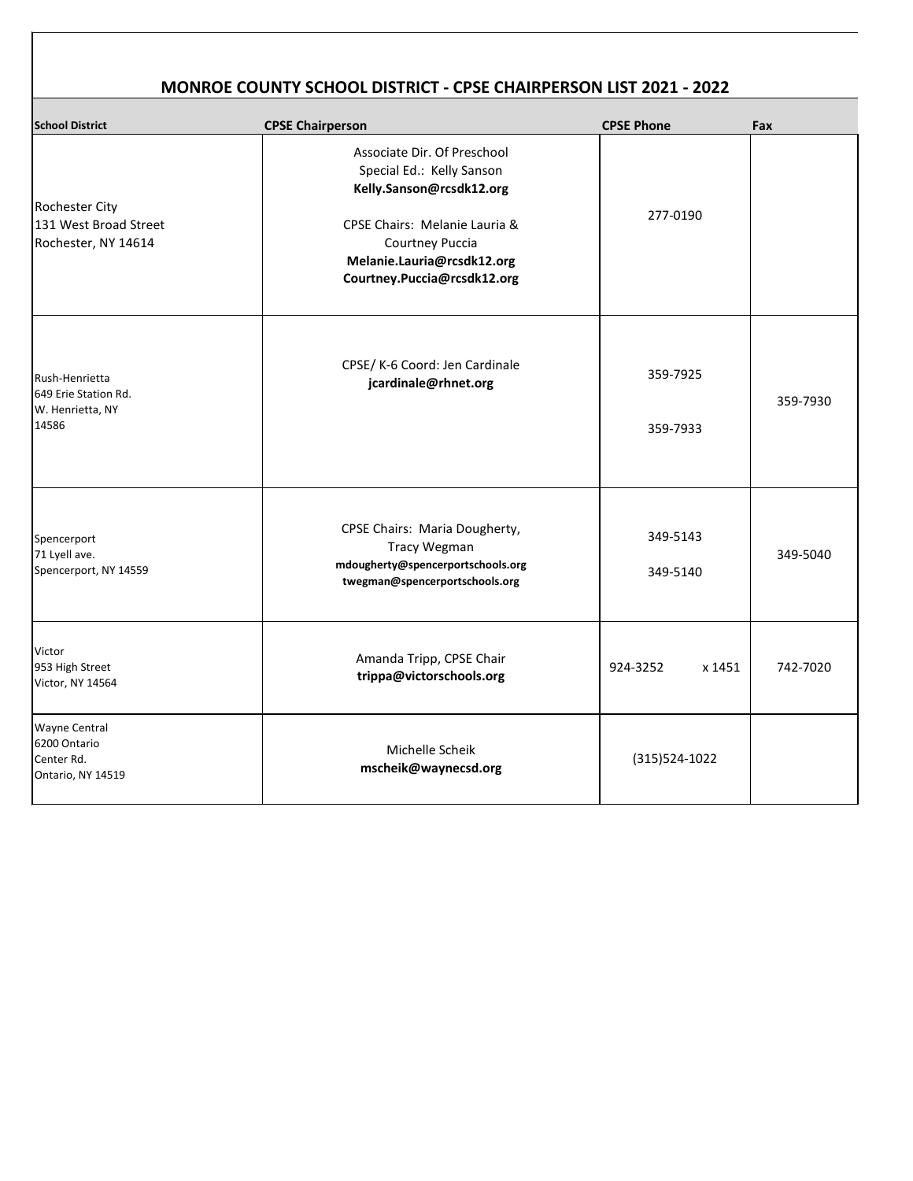## MONROE COUNTY SCHOOL DISTRICT - CPSE CHAIRPERSON LIST 2021 - 2022

| School District | CPSE Chairperson | CPSE Phone | Fax |
|---|---|---|---|
| Rochester City<br>131 West Broad Street<br>Rochester, NY 14614 | Associate Dir. Of Preschool Special Ed.: Kelly Sanson<br>**Kelly.Sanson@rcsdk12.org**<br>CPSE Chairs: Melanie Lauria & Courtney Puccia<br>**Melanie.Lauria@rcsdk12.org**<br>**Courtney.Puccia@rcsdk12.org** | 277-0190 | |
| Rush-Henrietta<br>649 Erie Station Rd.<br>W. Henrietta, NY<br>14586 | CPSE/ K-6 Coord: Jen Cardinale<br>**jcardinale@rhnet.org** | 359-7925<br>359-7933 | 359-7930 |
| Spencerport<br>71 Lyell ave.<br>Spencerport, NY 14559 | CPSE Chairs: Maria Dougherty, Tracy Wegman<br>**mdougherty@spencerportschools.org**<br>**twegman@spencerportschools.org** | 349-5143<br>349-5140 | 349-5040 |
| Victor<br>953 High Street<br>Victor, NY 14564 | Amanda Tripp, CPSE Chair<br>**trippa@victorschools.org** | 924-3252 x 1451 | 742-7020 |
| Wayne Central<br>6200 Ontario<br>Center Rd.<br>Ontario, NY 14519 | Michelle Scheik<br>**mscheik@waynecsd.org** | (315)524-1022 | |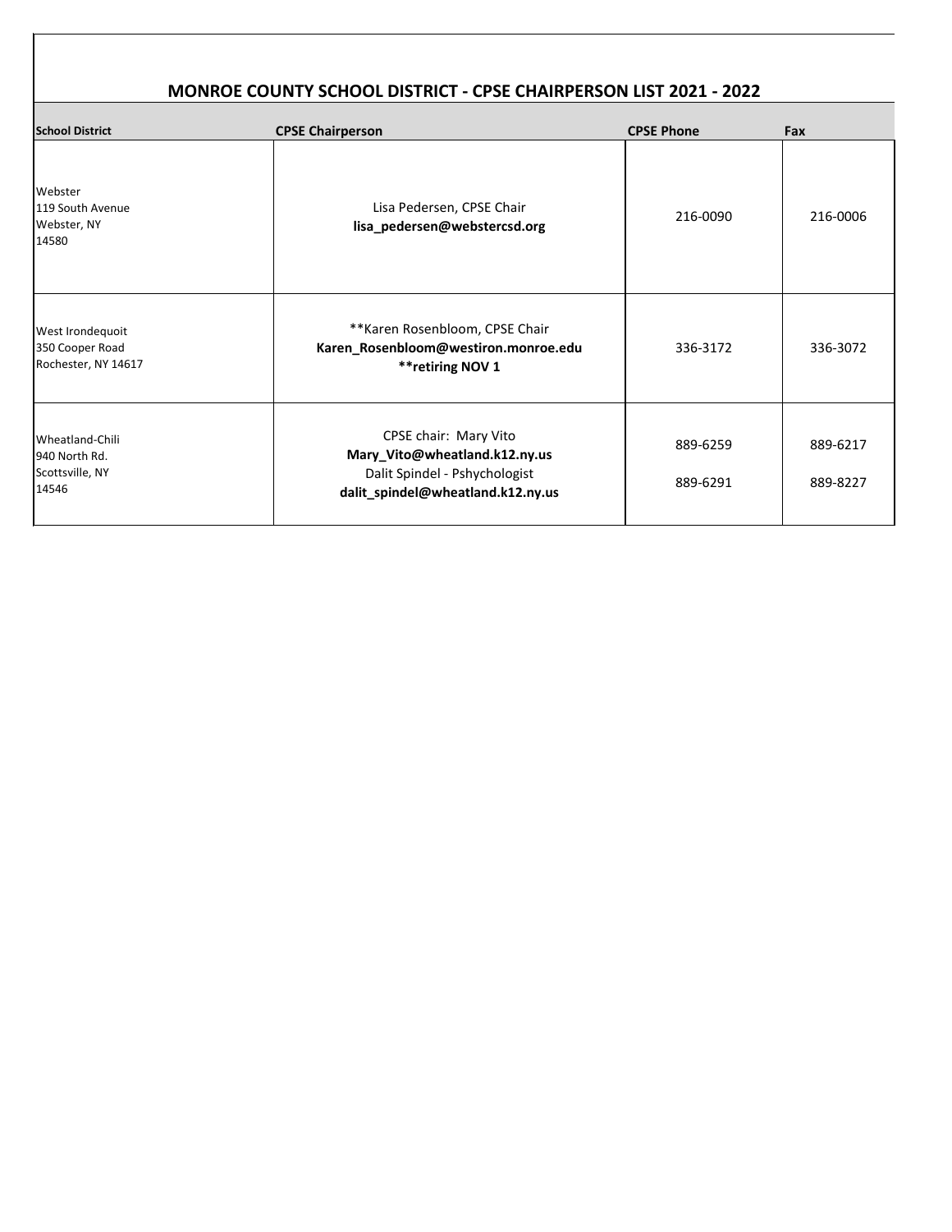## MONROE COUNTY SCHOOL DISTRICT - CPSE CHAIRPERSON LIST 2021 - 2022

| School District | CPSE Chairperson | CPSE Phone | Fax |
|---|---|---|---|
| Webster<br>119 South Avenue<br>Webster, NY<br>14580 | Lisa Pedersen, CPSE Chair<br>**lisa_pedersen@webstercsd.org** | 216-0090 | 216-0006 |
| West Irondequoit<br>350 Cooper Road<br>Rochester, NY 14617 | **Karen Rosenbloom, CPSE Chair<br>**Karen_Rosenbloom@westiron.monroe.edu**<br>****retiring NOV 1** | 336-3172 | 336-3072 |
| Wheatland-Chili<br>940 North Rd.<br>Scottsville, NY<br>14546 | CPSE chair: Mary Vito<br>**Mary_Vito@wheatland.k12.ny.us**<br>Dalit Spindel - Pshychologist<br>**dalit_spindel@wheatland.k12.ny.us** | 889-6259<br>889-6291 | 889-6217<br>889-8227 |